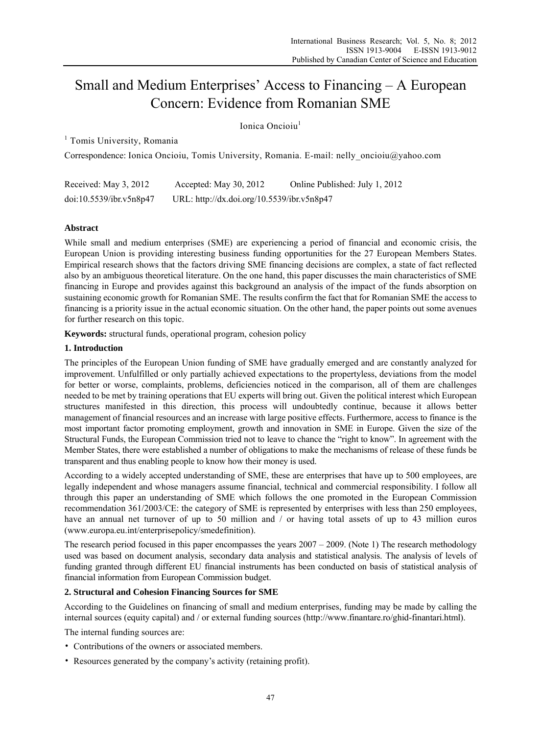# Small and Medium Enterprises' Access to Financing – A European Concern: Evidence from Romanian SME

Ionica Oncioiu[1]

[1] Tomis University, Romania

Correspondence: Ionica Oncioiu, Tomis University, Romania. E-mail: nelly_oncioiu@yahoo.com

Received: May 3, 2012 Accepted: May 30, 2012 Online Published: July 1, 2012

doi:10.5539/ibr.v5n8p47 URL: http://dx.doi.org/10.5539/ibr.v5n8p47

## Abstract

While small and medium enterprises (SME) are experiencing a period of financial and economic crisis, the European Union is providing interesting business funding opportunities for the 27 European Members States. Empirical research shows that the factors driving SME financing decisions are complex, a state of fact reflected also by an ambiguous theoretical literature. On the one hand, this paper discusses the main characteristics of SME financing in Europe and provides against this background an analysis of the impact of the funds absorption on sustaining economic growth for Romanian SME. The results confirm the fact that for Romanian SME the access to financing is a priority issue in the actual economic situation. On the other hand, the paper points out some avenues for further research on this topic.

**Keywords:** structural funds, operational program, cohesion policy

## 1. Introduction

The principles of the European Union funding of SME have gradually emerged and are constantly analyzed for improvement. Unfulfilled or only partially achieved expectations to the propertyless, deviations from the model for better or worse, complaints, problems, deficiencies noticed in the comparison, all of them are challenges needed to be met by training operations that EU experts will bring out. Given the political interest which European structures manifested in this direction, this process will undoubtedly continue, because it allows better management of financial resources and an increase with large positive effects. Furthermore, access to finance is the most important factor promoting employment, growth and innovation in SME in Europe. Given the size of the Structural Funds, the European Commission tried not to leave to chance the "right to know". In agreement with the Member States, there were established a number of obligations to make the mechanisms of release of these funds be transparent and thus enabling people to know how their money is used.

According to a widely accepted understanding of SME, these are enterprises that have up to 500 employees, are legally independent and whose managers assume financial, technical and commercial responsibility. I follow all through this paper an understanding of SME which follows the one promoted in the European Commission recommendation 361/2003/CE: the category of SME is represented by enterprises with less than 250 employees, have an annual net turnover of up to 50 million and / or having total assets of up to 43 million euros (www.europa.eu.int/enterprisepolicy/smedefinition).

The research period focused in this paper encompasses the years 2007 – 2009. (Note 1) The research methodology used was based on document analysis, secondary data analysis and statistical analysis. The analysis of levels of funding granted through different EU financial instruments has been conducted on basis of statistical analysis of financial information from European Commission budget.

## 2. Structural and Cohesion Financing Sources for SME

According to the Guidelines on financing of small and medium enterprises, funding may be made by calling the internal sources (equity capital) and / or external funding sources (http://www.finantare.ro/ghid-finantari.html).

The internal funding sources are:

- Contributions of the owners or associated members.
- Resources generated by the company's activity (retaining profit).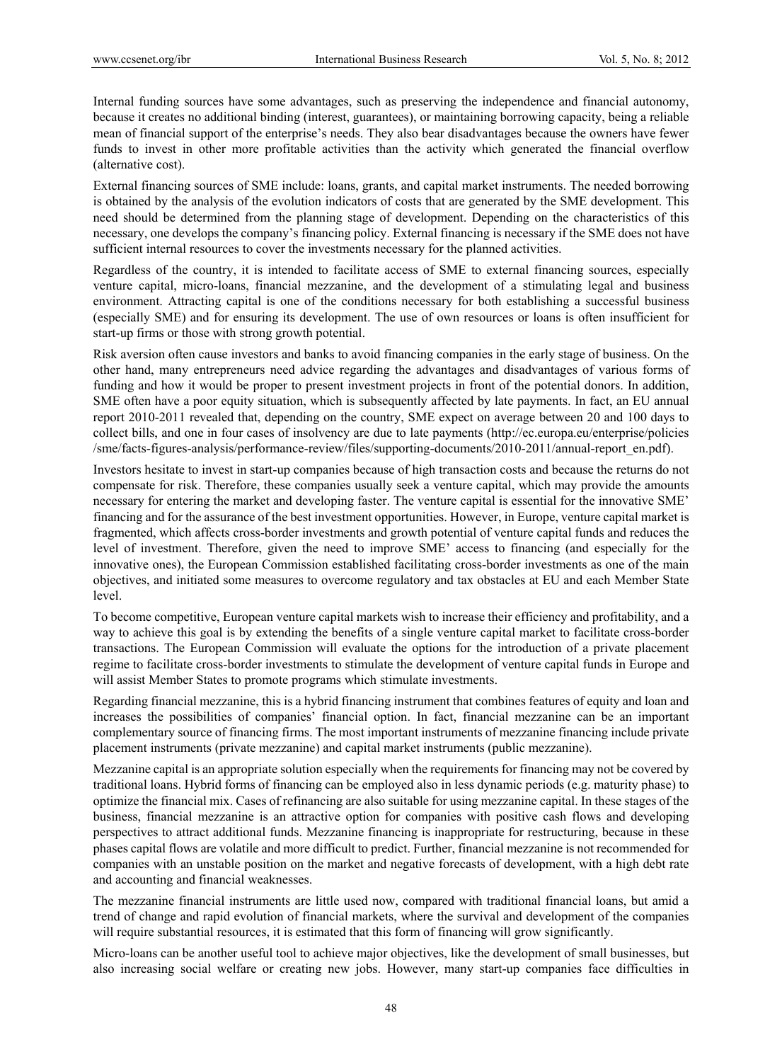Internal funding sources have some advantages, such as preserving the independence and financial autonomy, because it creates no additional binding (interest, guarantees), or maintaining borrowing capacity, being a reliable mean of financial support of the enterprise's needs. They also bear disadvantages because the owners have fewer funds to invest in other more profitable activities than the activity which generated the financial overflow (alternative cost).

External financing sources of SME include: loans, grants, and capital market instruments. The needed borrowing is obtained by the analysis of the evolution indicators of costs that are generated by the SME development. This need should be determined from the planning stage of development. Depending on the characteristics of this necessary, one develops the company's financing policy. External financing is necessary if the SME does not have sufficient internal resources to cover the investments necessary for the planned activities.

Regardless of the country, it is intended to facilitate access of SME to external financing sources, especially venture capital, micro-loans, financial mezzanine, and the development of a stimulating legal and business environment. Attracting capital is one of the conditions necessary for both establishing a successful business (especially SME) and for ensuring its development. The use of own resources or loans is often insufficient for start-up firms or those with strong growth potential.

Risk aversion often cause investors and banks to avoid financing companies in the early stage of business. On the other hand, many entrepreneurs need advice regarding the advantages and disadvantages of various forms of funding and how it would be proper to present investment projects in front of the potential donors. In addition, SME often have a poor equity situation, which is subsequently affected by late payments. In fact, an EU annual report 2010-2011 revealed that, depending on the country, SME expect on average between 20 and 100 days to collect bills, and one in four cases of insolvency are due to late payments (http://ec.europa.eu/enterprise/policies/sme/facts-figures-analysis/performance-review/files/supporting-documents/2010-2011/annual-report_en.pdf).

Investors hesitate to invest in start-up companies because of high transaction costs and because the returns do not compensate for risk. Therefore, these companies usually seek a venture capital, which may provide the amounts necessary for entering the market and developing faster. The venture capital is essential for the innovative SME' financing and for the assurance of the best investment opportunities. However, in Europe, venture capital market is fragmented, which affects cross-border investments and growth potential of venture capital funds and reduces the level of investment. Therefore, given the need to improve SME' access to financing (and especially for the innovative ones), the European Commission established facilitating cross-border investments as one of the main objectives, and initiated some measures to overcome regulatory and tax obstacles at EU and each Member State level.

To become competitive, European venture capital markets wish to increase their efficiency and profitability, and a way to achieve this goal is by extending the benefits of a single venture capital market to facilitate cross-border transactions. The European Commission will evaluate the options for the introduction of a private placement regime to facilitate cross-border investments to stimulate the development of venture capital funds in Europe and will assist Member States to promote programs which stimulate investments.

Regarding financial mezzanine, this is a hybrid financing instrument that combines features of equity and loan and increases the possibilities of companies' financial option. In fact, financial mezzanine can be an important complementary source of financing firms. The most important instruments of mezzanine financing include private placement instruments (private mezzanine) and capital market instruments (public mezzanine).

Mezzanine capital is an appropriate solution especially when the requirements for financing may not be covered by traditional loans. Hybrid forms of financing can be employed also in less dynamic periods (e.g. maturity phase) to optimize the financial mix. Cases of refinancing are also suitable for using mezzanine capital. In these stages of the business, financial mezzanine is an attractive option for companies with positive cash flows and developing perspectives to attract additional funds. Mezzanine financing is inappropriate for restructuring, because in these phases capital flows are volatile and more difficult to predict. Further, financial mezzanine is not recommended for companies with an unstable position on the market and negative forecasts of development, with a high debt rate and accounting and financial weaknesses.

The mezzanine financial instruments are little used now, compared with traditional financial loans, but amid a trend of change and rapid evolution of financial markets, where the survival and development of the companies will require substantial resources, it is estimated that this form of financing will grow significantly.

Micro-loans can be another useful tool to achieve major objectives, like the development of small businesses, but also increasing social welfare or creating new jobs. However, many start-up companies face difficulties in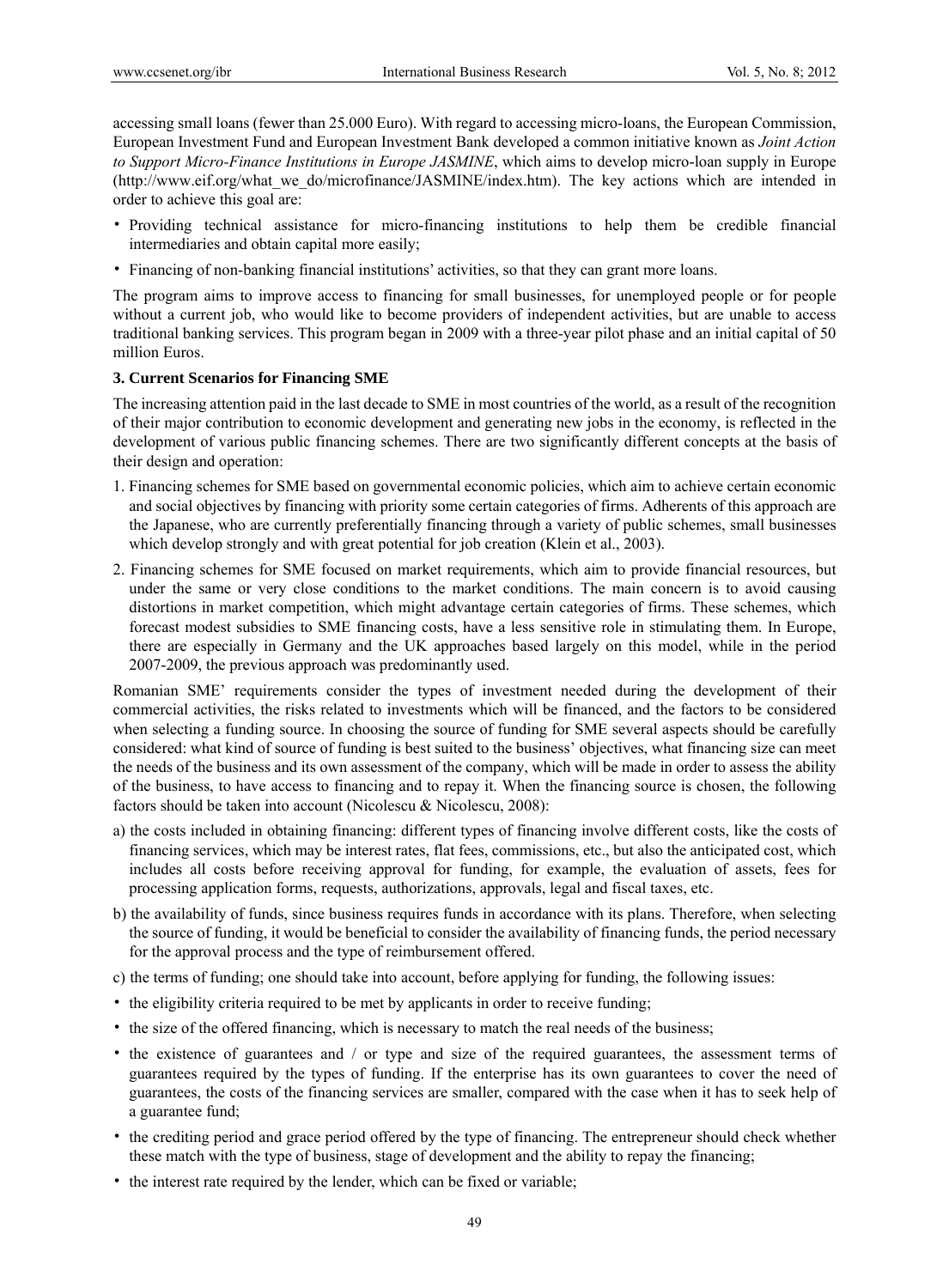accessing small loans (fewer than 25.000 Euro). With regard to accessing micro-loans, the European Commission, European Investment Fund and European Investment Bank developed a common initiative known as *Joint Action to Support Micro-Finance Institutions in Europe JASMINE*, which aims to develop micro-loan supply in Europe (http://www.eif.org/what_we_do/microfinance/JASMINE/index.htm). The key actions which are intended in order to achieve this goal are:

- Providing technical assistance for micro-financing institutions to help them be credible financial intermediaries and obtain capital more easily;
- Financing of non-banking financial institutions' activities, so that they can grant more loans.

The program aims to improve access to financing for small businesses, for unemployed people or for people without a current job, who would like to become providers of independent activities, but are unable to access traditional banking services. This program began in 2009 with a three-year pilot phase and an initial capital of 50 million Euros.

## 3. Current Scenarios for Financing SME

The increasing attention paid in the last decade to SME in most countries of the world, as a result of the recognition of their major contribution to economic development and generating new jobs in the economy, is reflected in the development of various public financing schemes. There are two significantly different concepts at the basis of their design and operation:

1. Financing schemes for SME based on governmental economic policies, which aim to achieve certain economic and social objectives by financing with priority some certain categories of firms. Adherents of this approach are the Japanese, who are currently preferentially financing through a variety of public schemes, small businesses which develop strongly and with great potential for job creation (Klein et al., 2003).
2. Financing schemes for SME focused on market requirements, which aim to provide financial resources, but under the same or very close conditions to the market conditions. The main concern is to avoid causing distortions in market competition, which might advantage certain categories of firms. These schemes, which forecast modest subsidies to SME financing costs, have a less sensitive role in stimulating them. In Europe, there are especially in Germany and the UK approaches based largely on this model, while in the period 2007-2009, the previous approach was predominantly used.

Romanian SME' requirements consider the types of investment needed during the development of their commercial activities, the risks related to investments which will be financed, and the factors to be considered when selecting a funding source. In choosing the source of funding for SME several aspects should be carefully considered: what kind of source of funding is best suited to the business' objectives, what financing size can meet the needs of the business and its own assessment of the company, which will be made in order to assess the ability of the business, to have access to financing and to repay it. When the financing source is chosen, the following factors should be taken into account (Nicolescu & Nicolescu, 2008):

a) the costs included in obtaining financing: different types of financing involve different costs, like the costs of financing services, which may be interest rates, flat fees, commissions, etc., but also the anticipated cost, which includes all costs before receiving approval for funding, for example, the evaluation of assets, fees for processing application forms, requests, authorizations, approvals, legal and fiscal taxes, etc.

b) the availability of funds, since business requires funds in accordance with its plans. Therefore, when selecting the source of funding, it would be beneficial to consider the availability of financing funds, the period necessary for the approval process and the type of reimbursement offered.

c) the terms of funding; one should take into account, before applying for funding, the following issues:

- the eligibility criteria required to be met by applicants in order to receive funding;
- the size of the offered financing, which is necessary to match the real needs of the business;
- the existence of guarantees and / or type and size of the required guarantees, the assessment terms of guarantees required by the types of funding. If the enterprise has its own guarantees to cover the need of guarantees, the costs of the financing services are smaller, compared with the case when it has to seek help of a guarantee fund;
- the crediting period and grace period offered by the type of financing. The entrepreneur should check whether these match with the type of business, stage of development and the ability to repay the financing;
- the interest rate required by the lender, which can be fixed or variable;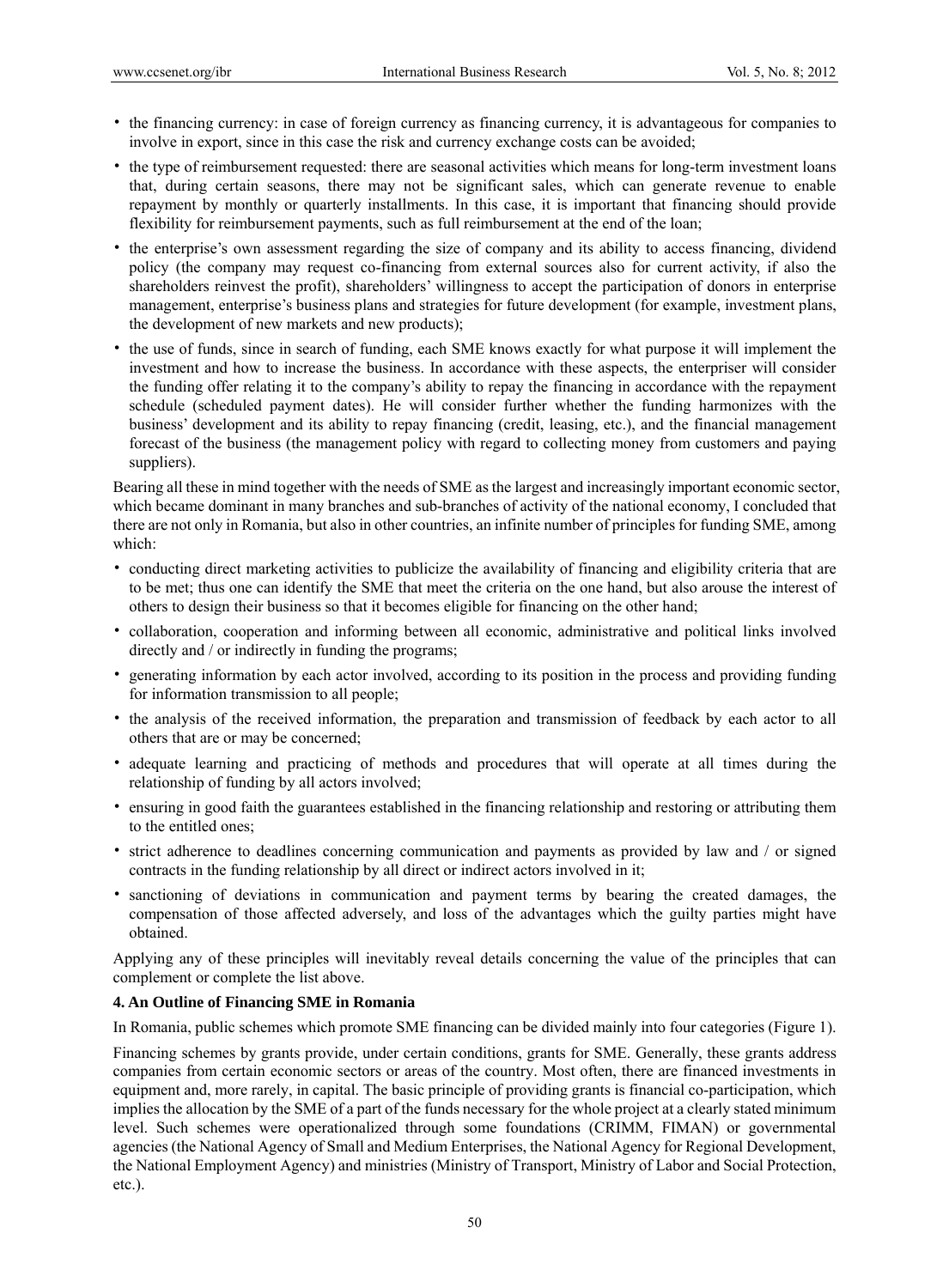- the financing currency: in case of foreign currency as financing currency, it is advantageous for companies to involve in export, since in this case the risk and currency exchange costs can be avoided;
- the type of reimbursement requested: there are seasonal activities which means for long-term investment loans that, during certain seasons, there may not be significant sales, which can generate revenue to enable repayment by monthly or quarterly installments. In this case, it is important that financing should provide flexibility for reimbursement payments, such as full reimbursement at the end of the loan;
- the enterprise's own assessment regarding the size of company and its ability to access financing, dividend policy (the company may request co-financing from external sources also for current activity, if also the shareholders reinvest the profit), shareholders' willingness to accept the participation of donors in enterprise management, enterprise's business plans and strategies for future development (for example, investment plans, the development of new markets and new products);
- the use of funds, since in search of funding, each SME knows exactly for what purpose it will implement the investment and how to increase the business. In accordance with these aspects, the enterpriser will consider the funding offer relating it to the company's ability to repay the financing in accordance with the repayment schedule (scheduled payment dates). He will consider further whether the funding harmonizes with the business' development and its ability to repay financing (credit, leasing, etc.), and the financial management forecast of the business (the management policy with regard to collecting money from customers and paying suppliers).

Bearing all these in mind together with the needs of SME as the largest and increasingly important economic sector, which became dominant in many branches and sub-branches of activity of the national economy, I concluded that there are not only in Romania, but also in other countries, an infinite number of principles for funding SME, among which:

- conducting direct marketing activities to publicize the availability of financing and eligibility criteria that are to be met; thus one can identify the SME that meet the criteria on the one hand, but also arouse the interest of others to design their business so that it becomes eligible for financing on the other hand;
- collaboration, cooperation and informing between all economic, administrative and political links involved directly and / or indirectly in funding the programs;
- generating information by each actor involved, according to its position in the process and providing funding for information transmission to all people;
- the analysis of the received information, the preparation and transmission of feedback by each actor to all others that are or may be concerned;
- adequate learning and practicing of methods and procedures that will operate at all times during the relationship of funding by all actors involved;
- ensuring in good faith the guarantees established in the financing relationship and restoring or attributing them to the entitled ones;
- strict adherence to deadlines concerning communication and payments as provided by law and / or signed contracts in the funding relationship by all direct or indirect actors involved in it;
- sanctioning of deviations in communication and payment terms by bearing the created damages, the compensation of those affected adversely, and loss of the advantages which the guilty parties might have obtained.

Applying any of these principles will inevitably reveal details concerning the value of the principles that can complement or complete the list above.

### 4. An Outline of Financing SME in Romania

In Romania, public schemes which promote SME financing can be divided mainly into four categories (Figure 1).

Financing schemes by grants provide, under certain conditions, grants for SME. Generally, these grants address companies from certain economic sectors or areas of the country. Most often, there are financed investments in equipment and, more rarely, in capital. The basic principle of providing grants is financial co-participation, which implies the allocation by the SME of a part of the funds necessary for the whole project at a clearly stated minimum level. Such schemes were operationalized through some foundations (CRIMM, FIMAN) or governmental agencies (the National Agency of Small and Medium Enterprises, the National Agency for Regional Development, the National Employment Agency) and ministries (Ministry of Transport, Ministry of Labor and Social Protection, etc.).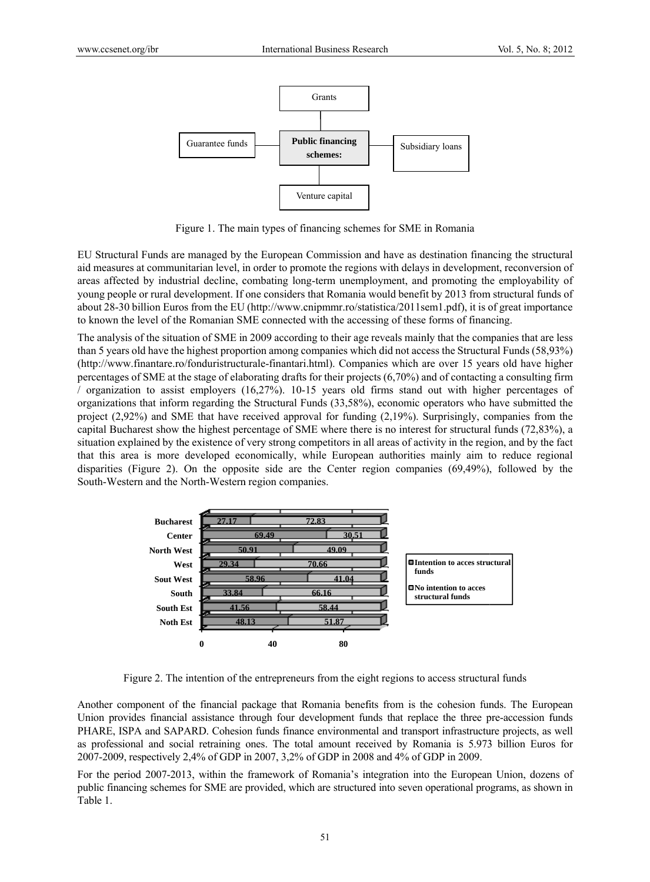Figure 1. The main types of financing schemes for SME in Romania

EU Structural Funds are managed by the European Commission and have as destination financing the structural aid measures at communitarian level, in order to promote the regions with delays in development, reconversion of areas affected by industrial decline, combating long-term unemployment, and promoting the employability of young people or rural development. If one considers that Romania would benefit by 2013 from structural funds of about 28-30 billion Euros from the EU (http://www.cnipmmr.ro/statistica/2011sem1.pdf), it is of great importance to known the level of the Romanian SME connected with the accessing of these forms of financing.

The analysis of the situation of SME in 2009 according to their age reveals mainly that the companies that are less than 5 years old have the highest proportion among companies which did not access the Structural Funds (58,93%) (http://www.finantare.ro/fonduristructurale-finantari.html). Companies which are over 15 years old have higher percentages of SME at the stage of elaborating drafts for their projects (6,70%) and of contacting a consulting firm / organization to assist employers (16,27%). 10-15 years old firms stand out with higher percentages of organizations that inform regarding the Structural Funds (33,58%), economic operators who have submitted the project (2,92%) and SME that have received approval for funding (2,19%). Surprisingly, companies from the capital Bucharest show the highest percentage of SME where there is no interest for structural funds (72,83%), a situation explained by the existence of very strong competitors in all areas of activity in the region, and by the fact that this area is more developed economically, while European authorities mainly aim to reduce regional disparities (Figure 2). On the opposite side are the Center region companies (69,49%), followed by the South-Western and the North-Western region companies.

Figure 2. The intention of the entrepreneurs from the eight regions to access structural funds

Another component of the financial package that Romania benefits from is the cohesion funds. The European Union provides financial assistance through four development funds that replace the three pre-accession funds PHARE, ISPA and SAPARD. Cohesion funds finance environmental and transport infrastructure projects, as well as professional and social retraining ones. The total amount received by Romania is 5.973 billion Euros for 2007-2009, respectively 2,4% of GDP in 2007, 3,2% of GDP in 2008 and 4% of GDP in 2009.

For the period 2007-2013, within the framework of Romania's integration into the European Union, dozens of public financing schemes for SME are provided, which are structured into seven operational programs, as shown in Table 1.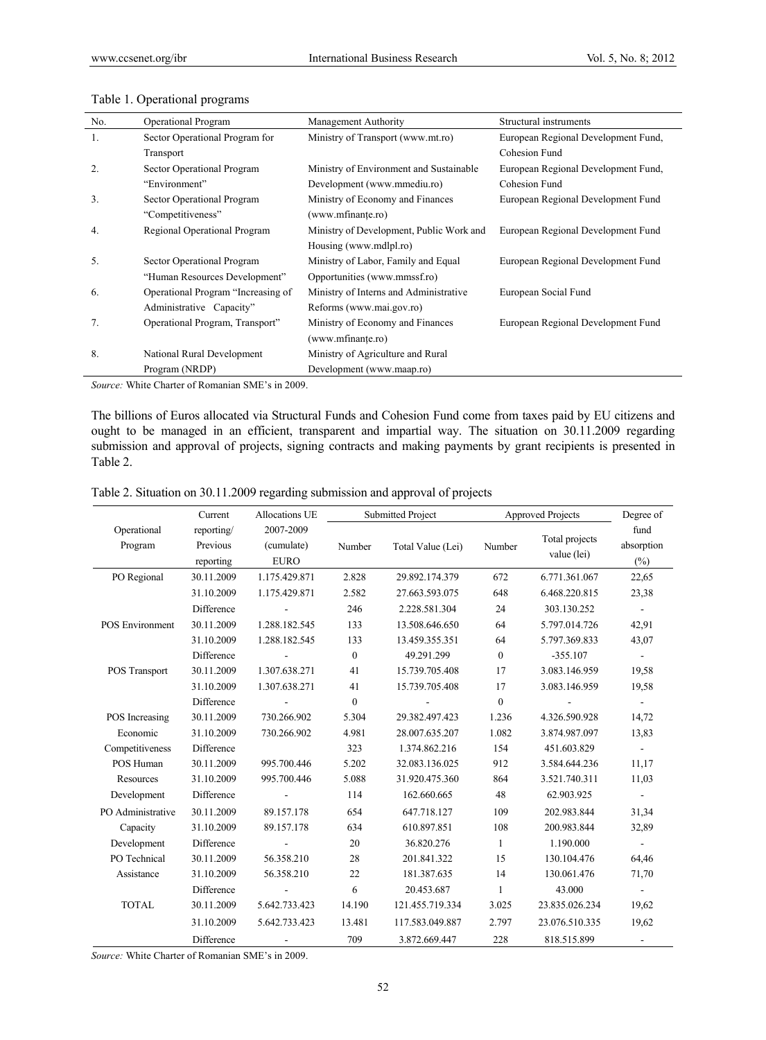Table 1. Operational programs

| No. | Operational Program | Management Authority | Structural instruments |
|---|---|---|---|
| 1. | Sector Operational Program for Transport | Ministry of Transport (www.mt.ro) | European Regional Development Fund, Cohesion Fund |
| 2. | Sector Operational Program "Environment" | Ministry of Environment and Sustainable Development (www.mmediu.ro) | European Regional Development Fund, Cohesion Fund |
| 3. | Sector Operational Program "Competitiveness" | Ministry of Economy and Finances (www.mfinanțe.ro) | European Regional Development Fund |
| 4. | Regional Operational Program | Ministry of Development, Public Work and Housing (www.mdlpl.ro) | European Regional Development Fund |
| 5. | Sector Operational Program "Human Resources Development" | Ministry of Labor, Family and Equal Opportunities (www.mmssf.ro) | European Regional Development Fund |
| 6. | Operational Program "Increasing of Administrative Capacity" | Ministry of Interns and Administrative Reforms (www.mai.gov.ro) | European Social Fund |
| 7. | Operational Program, Transport" | Ministry of Economy and Finances (www.mfinanțe.ro) | European Regional Development Fund |
| 8. | National Rural Development Program (NRDP) | Ministry of Agriculture and Rural Development (www.maap.ro) | |

*Source:* White Charter of Romanian SME's in 2009.

The billions of Euros allocated via Structural Funds and Cohesion Fund come from taxes paid by EU citizens and ought to be managed in an efficient, transparent and impartial way. The situation on 30.11.2009 regarding submission and approval of projects, signing contracts and making payments by grant recipients is presented in Table 2.

Table 2. Situation on 30.11.2009 regarding submission and approval of projects

| Operational Program | Current reporting/ Previous reporting | Allocations UE 2007-2009 (cumulate) EURO | Submitted Project | | Approved Projects | | Degree of fund absorption (%) |
|---|---|---|---|---|---|---|---|
| | | | Number | Total Value (Lei) | Number | Total projects value (lei) | |
| PO Regional | 30.11.2009 | 1.175.429.871 | 2.828 | 29.892.174.379 | 672 | 6.771.361.067 | 22,65 |
| | 31.10.2009 | 1.175.429.871 | 2.582 | 27.663.593.075 | 648 | 6.468.220.815 | 23,38 |
| | Difference | - | 246 | 2.228.581.304 | 24 | 303.130.252 | - |
| POS Environment | 30.11.2009 | 1.288.182.545 | 133 | 13.508.646.650 | 64 | 5.797.014.726 | 42,91 |
| | 31.10.2009 | 1.288.182.545 | 133 | 13.459.355.351 | 64 | 5.797.369.833 | 43,07 |
| | Difference | - | 0 | 49.291.299 | 0 | -355.107 | - |
| POS Transport | 30.11.2009 | 1.307.638.271 | 41 | 15.739.705.408 | 17 | 3.083.146.959 | 19,58 |
| | 31.10.2009 | 1.307.638.271 | 41 | 15.739.705.408 | 17 | 3.083.146.959 | 19,58 |
| | Difference | - | 0 | - | 0 | - | - |
| POS Increasing Economic Competitiveness | 30.11.2009 | 730.266.902 | 5.304 | 29.382.497.423 | 1.236 | 4.326.590.928 | 14,72 |
| | 31.10.2009 | 730.266.902 | 4.981 | 28.007.635.207 | 1.082 | 3.874.987.097 | 13,83 |
| | Difference | | 323 | 1.374.862.216 | 154 | 451.603.829 | - |
| POS Human Resources Development | 30.11.2009 | 995.700.446 | 5.202 | 32.083.136.025 | 912 | 3.584.644.236 | 11,17 |
| | 31.10.2009 | 995.700.446 | 5.088 | 31.920.475.360 | 864 | 3.521.740.311 | 11,03 |
| | Difference | - | 114 | 162.660.665 | 48 | 62.903.925 | - |
| PO Administrative Capacity Development | 30.11.2009 | 89.157.178 | 654 | 647.718.127 | 109 | 202.983.844 | 31,34 |
| | 31.10.2009 | 89.157.178 | 634 | 610.897.851 | 108 | 200.983.844 | 32,89 |
| | Difference | - | 20 | 36.820.276 | 1 | 1.190.000 | - |
| PO Technical Assistance | 30.11.2009 | 56.358.210 | 28 | 201.841.322 | 15 | 130.104.476 | 64,46 |
| | 31.10.2009 | 56.358.210 | 22 | 181.387.635 | 14 | 130.061.476 | 71,70 |
| | Difference | - | 6 | 20.453.687 | 1 | 43.000 | - |
| TOTAL | 30.11.2009 | 5.642.733.423 | 14.190 | 121.455.719.334 | 3.025 | 23.835.026.234 | 19,62 |
| | 31.10.2009 | 5.642.733.423 | 13.481 | 117.583.049.887 | 2.797 | 23.076.510.335 | 19,62 |
| | Difference | - | 709 | 3.872.669.447 | 228 | 818.515.899 | - |

*Source:* White Charter of Romanian SME's in 2009.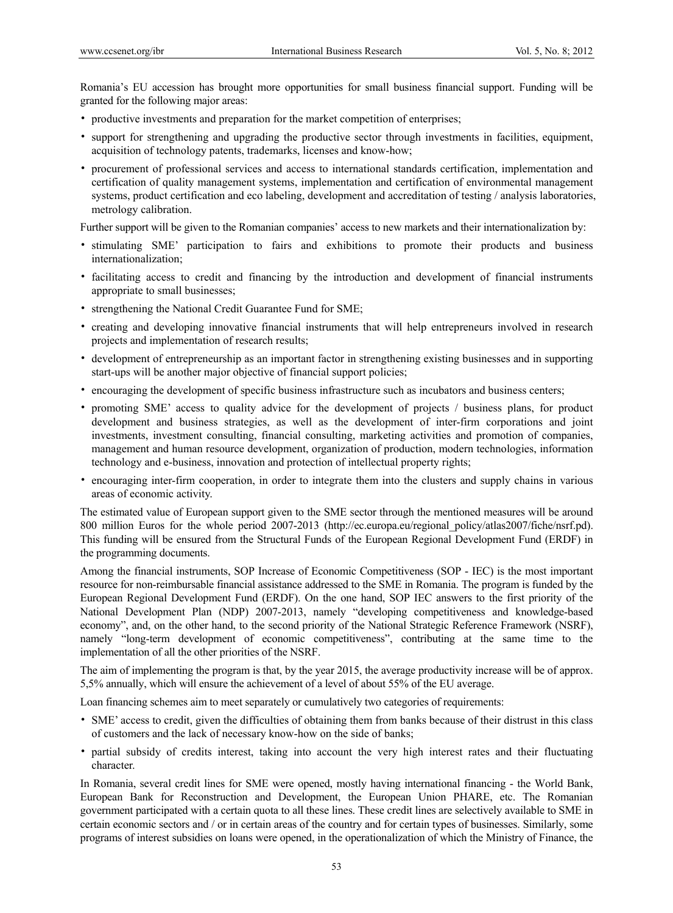Romania's EU accession has brought more opportunities for small business financial support. Funding will be granted for the following major areas:

- productive investments and preparation for the market competition of enterprises;
- support for strengthening and upgrading the productive sector through investments in facilities, equipment, acquisition of technology patents, trademarks, licenses and know-how;
- procurement of professional services and access to international standards certification, implementation and certification of quality management systems, implementation and certification of environmental management systems, product certification and eco labeling, development and accreditation of testing / analysis laboratories, metrology calibration.

Further support will be given to the Romanian companies' access to new markets and their internationalization by:

- stimulating SME' participation to fairs and exhibitions to promote their products and business internationalization;
- facilitating access to credit and financing by the introduction and development of financial instruments appropriate to small businesses;
- strengthening the National Credit Guarantee Fund for SME;
- creating and developing innovative financial instruments that will help entrepreneurs involved in research projects and implementation of research results;
- development of entrepreneurship as an important factor in strengthening existing businesses and in supporting start-ups will be another major objective of financial support policies;
- encouraging the development of specific business infrastructure such as incubators and business centers;
- promoting SME' access to quality advice for the development of projects / business plans, for product development and business strategies, as well as the development of inter-firm corporations and joint investments, investment consulting, financial consulting, marketing activities and promotion of companies, management and human resource development, organization of production, modern technologies, information technology and e-business, innovation and protection of intellectual property rights;
- encouraging inter-firm cooperation, in order to integrate them into the clusters and supply chains in various areas of economic activity.

The estimated value of European support given to the SME sector through the mentioned measures will be around 800 million Euros for the whole period 2007-2013 (http://ec.europa.eu/regional_policy/atlas2007/fiche/nsrf.pd). This funding will be ensured from the Structural Funds of the European Regional Development Fund (ERDF) in the programming documents.

Among the financial instruments, SOP Increase of Economic Competitiveness (SOP - IEC) is the most important resource for non-reimbursable financial assistance addressed to the SME in Romania. The program is funded by the European Regional Development Fund (ERDF). On the one hand, SOP IEC answers to the first priority of the National Development Plan (NDP) 2007-2013, namely "developing competitiveness and knowledge-based economy", and, on the other hand, to the second priority of the National Strategic Reference Framework (NSRF), namely "long-term development of economic competitiveness", contributing at the same time to the implementation of all the other priorities of the NSRF.

The aim of implementing the program is that, by the year 2015, the average productivity increase will be of approx. 5,5% annually, which will ensure the achievement of a level of about 55% of the EU average.

Loan financing schemes aim to meet separately or cumulatively two categories of requirements:

- SME' access to credit, given the difficulties of obtaining them from banks because of their distrust in this class of customers and the lack of necessary know-how on the side of banks;
- partial subsidy of credits interest, taking into account the very high interest rates and their fluctuating character.

In Romania, several credit lines for SME were opened, mostly having international financing - the World Bank, European Bank for Reconstruction and Development, the European Union PHARE, etc. The Romanian government participated with a certain quota to all these lines. These credit lines are selectively available to SME in certain economic sectors and / or in certain areas of the country and for certain types of businesses. Similarly, some programs of interest subsidies on loans were opened, in the operationalization of which the Ministry of Finance, the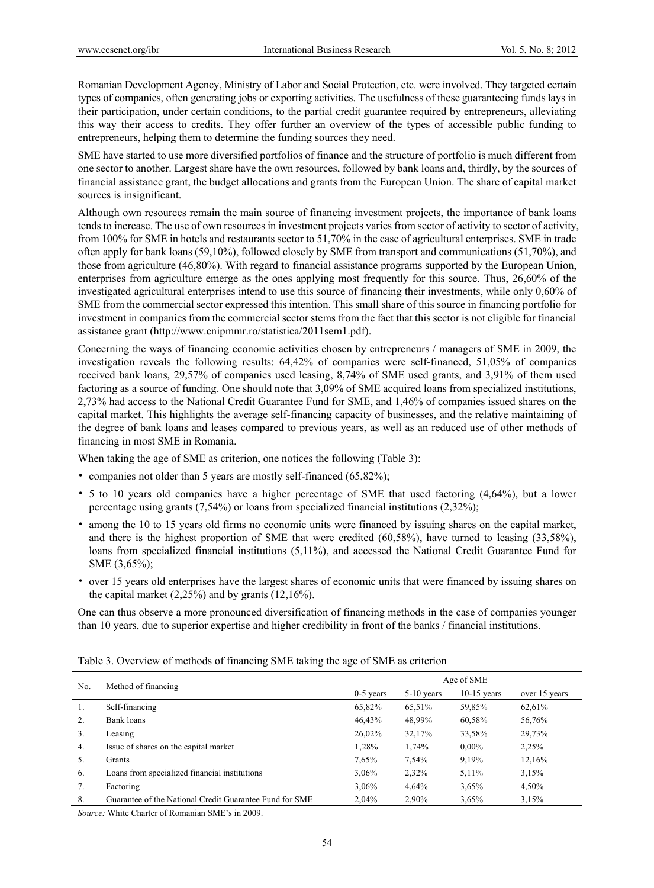Romanian Development Agency, Ministry of Labor and Social Protection, etc. were involved. They targeted certain types of companies, often generating jobs or exporting activities. The usefulness of these guaranteeing funds lays in their participation, under certain conditions, to the partial credit guarantee required by entrepreneurs, alleviating this way their access to credits. They offer further an overview of the types of accessible public funding to entrepreneurs, helping them to determine the funding sources they need.

SME have started to use more diversified portfolios of finance and the structure of portfolio is much different from one sector to another. Largest share have the own resources, followed by bank loans and, thirdly, by the sources of financial assistance grant, the budget allocations and grants from the European Union. The share of capital market sources is insignificant.

Although own resources remain the main source of financing investment projects, the importance of bank loans tends to increase. The use of own resources in investment projects varies from sector of activity to sector of activity, from 100% for SME in hotels and restaurants sector to 51,70% in the case of agricultural enterprises. SME in trade often apply for bank loans (59,10%), followed closely by SME from transport and communications (51,70%), and those from agriculture (46,80%). With regard to financial assistance programs supported by the European Union, enterprises from agriculture emerge as the ones applying most frequently for this source. Thus, 26,60% of the investigated agricultural enterprises intend to use this source of financing their investments, while only 0,60% of SME from the commercial sector expressed this intention. This small share of this source in financing portfolio for investment in companies from the commercial sector stems from the fact that this sector is not eligible for financial assistance grant (http://www.cnipmmr.ro/statistica/2011sem1.pdf).

Concerning the ways of financing economic activities chosen by entrepreneurs / managers of SME in 2009, the investigation reveals the following results: 64,42% of companies were self-financed, 51,05% of companies received bank loans, 29,57% of companies used leasing, 8,74% of SME used grants, and 3,91% of them used factoring as a source of funding. One should note that 3,09% of SME acquired loans from specialized institutions, 2,73% had access to the National Credit Guarantee Fund for SME, and 1,46% of companies issued shares on the capital market. This highlights the average self-financing capacity of businesses, and the relative maintaining of the degree of bank loans and leases compared to previous years, as well as an reduced use of other methods of financing in most SME in Romania.

When taking the age of SME as criterion, one notices the following (Table 3):

- companies not older than 5 years are mostly self-financed (65,82%);
- 5 to 10 years old companies have a higher percentage of SME that used factoring (4,64%), but a lower percentage using grants (7,54%) or loans from specialized financial institutions (2,32%);
- among the 10 to 15 years old firms no economic units were financed by issuing shares on the capital market, and there is the highest proportion of SME that were credited (60,58%), have turned to leasing (33,58%), loans from specialized financial institutions (5,11%), and accessed the National Credit Guarantee Fund for SME (3,65%);
- over 15 years old enterprises have the largest shares of economic units that were financed by issuing shares on the capital market (2,25%) and by grants (12,16%).

One can thus observe a more pronounced diversification of financing methods in the case of companies younger than 10 years, due to superior expertise and higher credibility in front of the banks / financial institutions.

Table 3. Overview of methods of financing SME taking the age of SME as criterion

| No. | Method of financing | Age of SME | | | |
|---|---|---|---|---|---|
| | | 0-5 years | 5-10 years | 10-15 years | over 15 years |
| 1. | Self-financing | 65,82% | 65,51% | 59,85% | 62,61% |
| 2. | Bank loans | 46,43% | 48,99% | 60,58% | 56,76% |
| 3. | Leasing | 26,02% | 32,17% | 33,58% | 29,73% |
| 4. | Issue of shares on the capital market | 1,28% | 1,74% | 0,00% | 2,25% |
| 5. | Grants | 7,65% | 7,54% | 9,19% | 12,16% |
| 6. | Loans from specialized financial institutions | 3,06% | 2,32% | 5,11% | 3,15% |
| 7. | Factoring | 3,06% | 4,64% | 3,65% | 4,50% |
| 8. | Guarantee of the National Credit Guarantee Fund for SME | 2,04% | 2,90% | 3,65% | 3,15% |

*Source:* White Charter of Romanian SME's in 2009.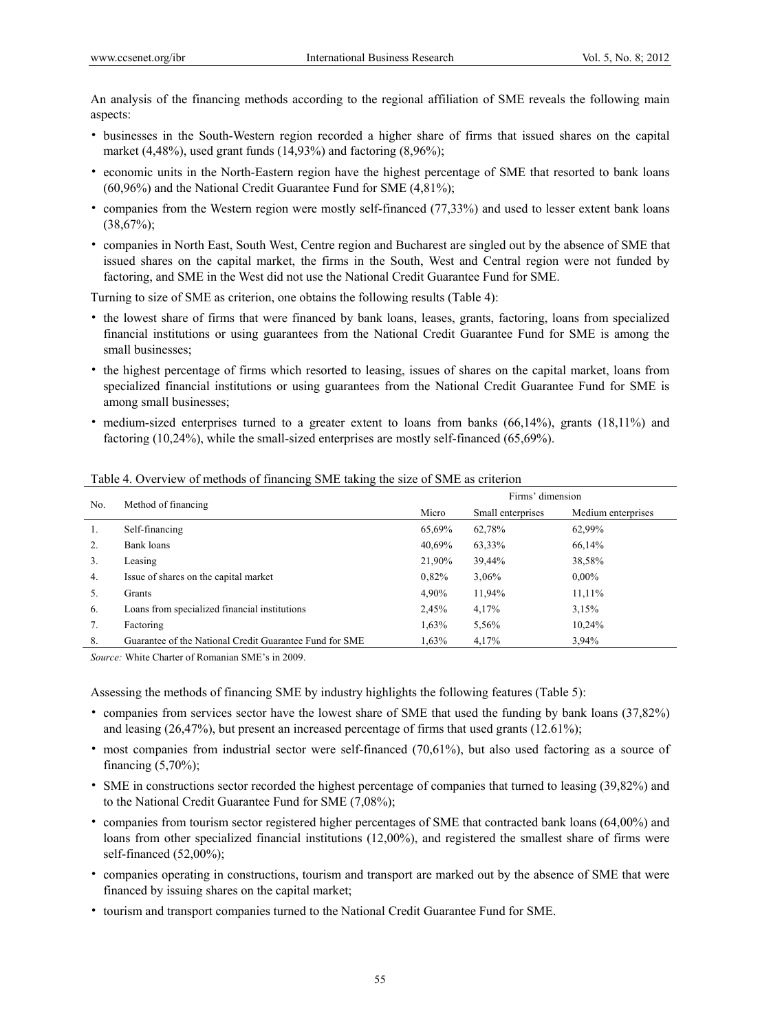An analysis of the financing methods according to the regional affiliation of SME reveals the following main aspects:

- businesses in the South-Western region recorded a higher share of firms that issued shares on the capital market (4,48%), used grant funds (14,93%) and factoring (8,96%);
- economic units in the North-Eastern region have the highest percentage of SME that resorted to bank loans (60,96%) and the National Credit Guarantee Fund for SME (4,81%);
- companies from the Western region were mostly self-financed (77,33%) and used to lesser extent bank loans (38,67%);
- companies in North East, South West, Centre region and Bucharest are singled out by the absence of SME that issued shares on the capital market, the firms in the South, West and Central region were not funded by factoring, and SME in the West did not use the National Credit Guarantee Fund for SME.

Turning to size of SME as criterion, one obtains the following results (Table 4):

- the lowest share of firms that were financed by bank loans, leases, grants, factoring, loans from specialized financial institutions or using guarantees from the National Credit Guarantee Fund for SME is among the small businesses;
- the highest percentage of firms which resorted to leasing, issues of shares on the capital market, loans from specialized financial institutions or using guarantees from the National Credit Guarantee Fund for SME is among small businesses;
- medium-sized enterprises turned to a greater extent to loans from banks (66,14%), grants (18,11%) and factoring (10,24%), while the small-sized enterprises are mostly self-financed (65,69%).

Table 4. Overview of methods of financing SME taking the size of SME as criterion

| No. | Method of financing | Firms' dimension | | |
|---|---|---|---|---|
| | | Micro | Small enterprises | Medium enterprises |
| 1. | Self-financing | 65,69% | 62,78% | 62,99% |
| 2. | Bank loans | 40,69% | 63,33% | 66,14% |
| 3. | Leasing | 21,90% | 39,44% | 38,58% |
| 4. | Issue of shares on the capital market | 0,82% | 3,06% | 0,00% |
| 5. | Grants | 4,90% | 11,94% | 11,11% |
| 6. | Loans from specialized financial institutions | 2,45% | 4,17% | 3,15% |
| 7. | Factoring | 1,63% | 5,56% | 10,24% |
| 8. | Guarantee of the National Credit Guarantee Fund for SME | 1,63% | 4,17% | 3,94% |

*Source:* White Charter of Romanian SME's in 2009.

Assessing the methods of financing SME by industry highlights the following features (Table 5):

- companies from services sector have the lowest share of SME that used the funding by bank loans (37,82%) and leasing (26,47%), but present an increased percentage of firms that used grants (12.61%);
- most companies from industrial sector were self-financed (70,61%), but also used factoring as a source of financing (5,70%);
- SME in constructions sector recorded the highest percentage of companies that turned to leasing (39,82%) and to the National Credit Guarantee Fund for SME (7,08%);
- companies from tourism sector registered higher percentages of SME that contracted bank loans (64,00%) and loans from other specialized financial institutions (12,00%), and registered the smallest share of firms were self-financed (52,00%);
- companies operating in constructions, tourism and transport are marked out by the absence of SME that were financed by issuing shares on the capital market;
- tourism and transport companies turned to the National Credit Guarantee Fund for SME.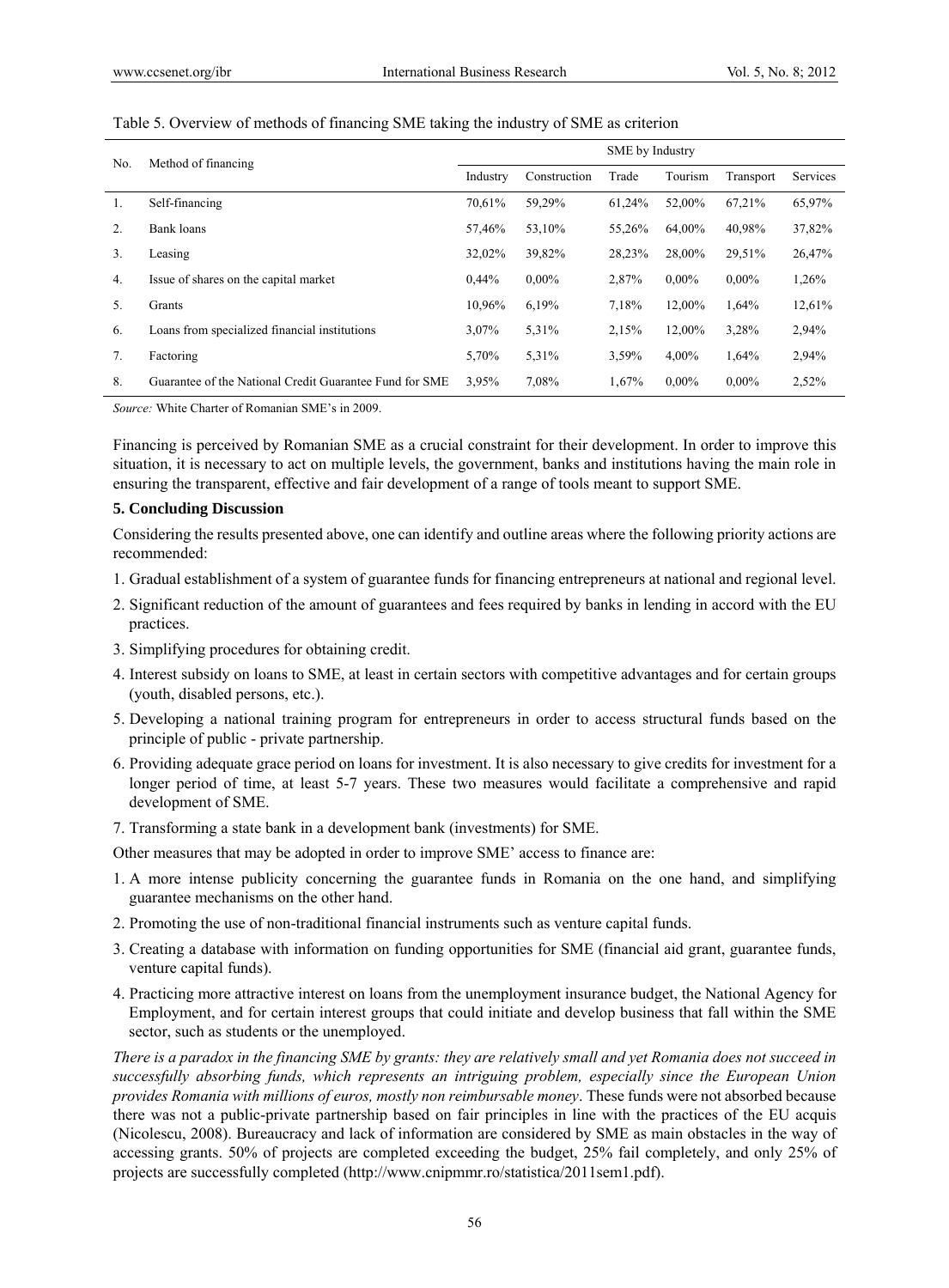Table 5. Overview of methods of financing SME taking the industry of SME as criterion

| No. | Method of financing | SME by Industry | | | | | |
|---|---|---|---|---|---|---|---|
| | | Industry | Construction | Trade | Tourism | Transport | Services |
| 1. | Self-financing | 70,61% | 59,29% | 61,24% | 52,00% | 67,21% | 65,97% |
| 2. | Bank loans | 57,46% | 53,10% | 55,26% | 64,00% | 40,98% | 37,82% |
| 3. | Leasing | 32,02% | 39,82% | 28,23% | 28,00% | 29,51% | 26,47% |
| 4. | Issue of shares on the capital market | 0,44% | 0,00% | 2,87% | 0,00% | 0,00% | 1,26% |
| 5. | Grants | 10,96% | 6,19% | 7,18% | 12,00% | 1,64% | 12,61% |
| 6. | Loans from specialized financial institutions | 3,07% | 5,31% | 2,15% | 12,00% | 3,28% | 2,94% |
| 7. | Factoring | 5,70% | 5,31% | 3,59% | 4,00% | 1,64% | 2,94% |
| 8. | Guarantee of the National Credit Guarantee Fund for SME | 3,95% | 7,08% | 1,67% | 0,00% | 0,00% | 2,52% |

*Source:* White Charter of Romanian SME's in 2009.

Financing is perceived by Romanian SME as a crucial constraint for their development. In order to improve this situation, it is necessary to act on multiple levels, the government, banks and institutions having the main role in ensuring the transparent, effective and fair development of a range of tools meant to support SME.

## 5. Concluding Discussion

Considering the results presented above, one can identify and outline areas where the following priority actions are recommended:

1. Gradual establishment of a system of guarantee funds for financing entrepreneurs at national and regional level.
2. Significant reduction of the amount of guarantees and fees required by banks in lending in accord with the EU practices.
3. Simplifying procedures for obtaining credit.
4. Interest subsidy on loans to SME, at least in certain sectors with competitive advantages and for certain groups (youth, disabled persons, etc.).
5. Developing a national training program for entrepreneurs in order to access structural funds based on the principle of public - private partnership.
6. Providing adequate grace period on loans for investment. It is also necessary to give credits for investment for a longer period of time, at least 5-7 years. These two measures would facilitate a comprehensive and rapid development of SME.
7. Transforming a state bank in a development bank (investments) for SME.

Other measures that may be adopted in order to improve SME' access to finance are:

1. A more intense publicity concerning the guarantee funds in Romania on the one hand, and simplifying guarantee mechanisms on the other hand.
2. Promoting the use of non-traditional financial instruments such as venture capital funds.
3. Creating a database with information on funding opportunities for SME (financial aid grant, guarantee funds, venture capital funds).
4. Practicing more attractive interest on loans from the unemployment insurance budget, the National Agency for Employment, and for certain interest groups that could initiate and develop business that fall within the SME sector, such as students or the unemployed.

*There is a paradox in the financing SME by grants: they are relatively small and yet Romania does not succeed in successfully absorbing funds, which represents an intriguing problem, especially since the European Union provides Romania with millions of euros, mostly non reimbursable money*. These funds were not absorbed because there was not a public-private partnership based on fair principles in line with the practices of the EU acquis (Nicolescu, 2008). Bureaucracy and lack of information are considered by SME as main obstacles in the way of accessing grants. 50% of projects are completed exceeding the budget, 25% fail completely, and only 25% of projects are successfully completed (http://www.cnipmmr.ro/statistica/2011sem1.pdf).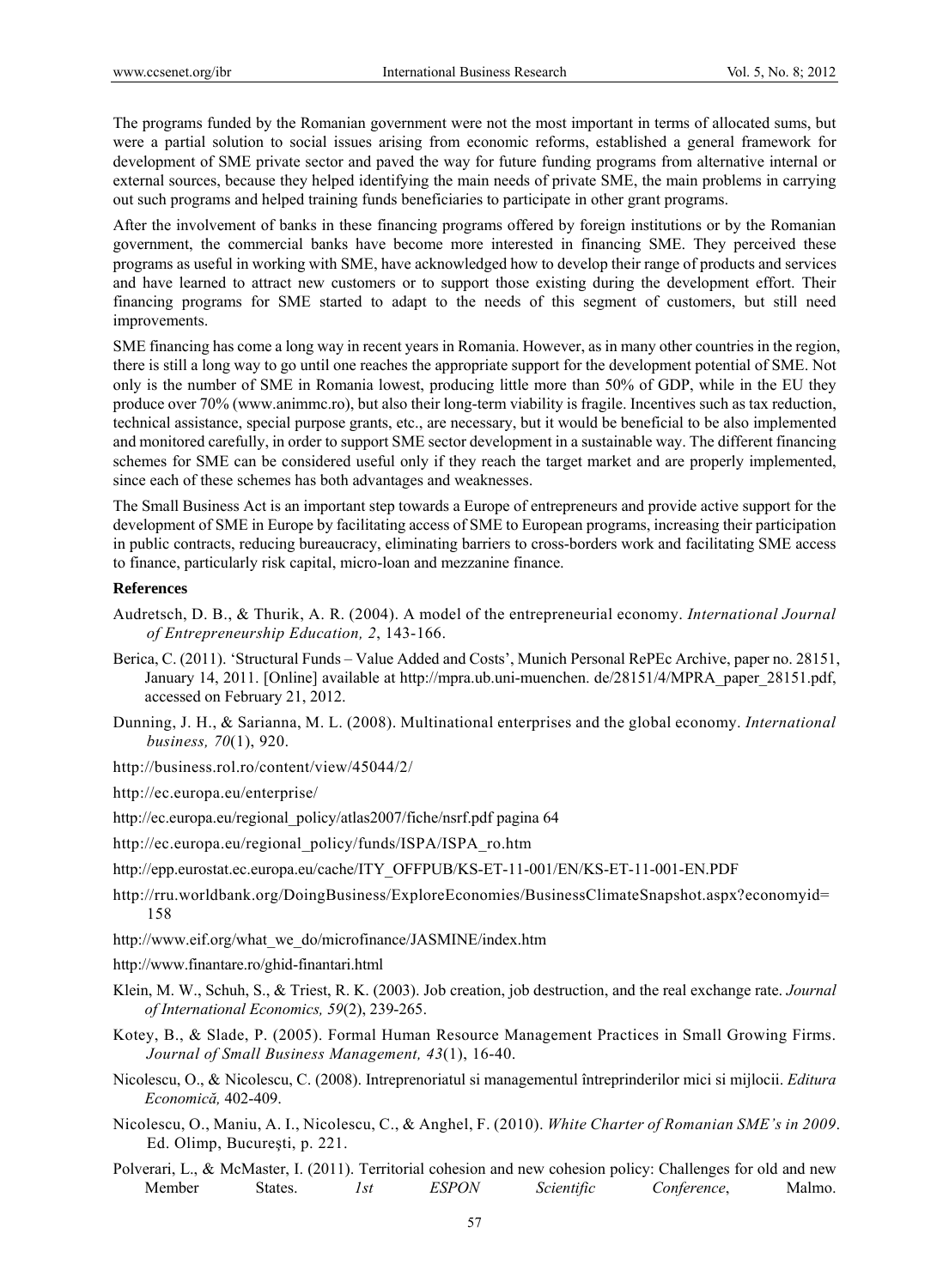The programs funded by the Romanian government were not the most important in terms of allocated sums, but were a partial solution to social issues arising from economic reforms, established a general framework for development of SME private sector and paved the way for future funding programs from alternative internal or external sources, because they helped identifying the main needs of private SME, the main problems in carrying out such programs and helped training funds beneficiaries to participate in other grant programs.

After the involvement of banks in these financing programs offered by foreign institutions or by the Romanian government, the commercial banks have become more interested in financing SME. They perceived these programs as useful in working with SME, have acknowledged how to develop their range of products and services and have learned to attract new customers or to support those existing during the development effort. Their financing programs for SME started to adapt to the needs of this segment of customers, but still need improvements.

SME financing has come a long way in recent years in Romania. However, as in many other countries in the region, there is still a long way to go until one reaches the appropriate support for the development potential of SME. Not only is the number of SME in Romania lowest, producing little more than 50% of GDP, while in the EU they produce over 70% (www.animmc.ro), but also their long-term viability is fragile. Incentives such as tax reduction, technical assistance, special purpose grants, etc., are necessary, but it would be beneficial to be also implemented and monitored carefully, in order to support SME sector development in a sustainable way. The different financing schemes for SME can be considered useful only if they reach the target market and are properly implemented, since each of these schemes has both advantages and weaknesses.

The Small Business Act is an important step towards a Europe of entrepreneurs and provide active support for the development of SME in Europe by facilitating access of SME to European programs, increasing their participation in public contracts, reducing bureaucracy, eliminating barriers to cross-borders work and facilitating SME access to finance, particularly risk capital, micro-loan and mezzanine finance.

## References

Audretsch, D. B., & Thurik, A. R. (2004). A model of the entrepreneurial economy. *International Journal of Entrepreneurship Education, 2*, 143-166.

Berica, C. (2011). 'Structural Funds – Value Added and Costs', Munich Personal RePEc Archive, paper no. 28151, January 14, 2011. [Online] available at http://mpra.ub.uni-muenchen. de/28151/4/MPRA_paper_28151.pdf, accessed on February 21, 2012.

Dunning, J. H., & Sarianna, M. L. (2008). Multinational enterprises and the global economy. *International business, 70*(1), 920.

http://business.rol.ro/content/view/45044/2/

http://ec.europa.eu/enterprise/

http://ec.europa.eu/regional_policy/atlas2007/fiche/nsrf.pdf pagina 64

http://ec.europa.eu/regional_policy/funds/ISPA/ISPA_ro.htm

http://epp.eurostat.ec.europa.eu/cache/ITY_OFFPUB/KS-ET-11-001/EN/KS-ET-11-001-EN.PDF

http://rru.worldbank.org/DoingBusiness/ExploreEconomies/BusinessClimateSnapshot.aspx?economyid=158

http://www.eif.org/what_we_do/microfinance/JASMINE/index.htm

http://www.finantare.ro/ghid-finantari.html

Klein, M. W., Schuh, S., & Triest, R. K. (2003). Job creation, job destruction, and the real exchange rate. *Journal of International Economics, 59*(2), 239-265.

Kotey, B., & Slade, P. (2005). Formal Human Resource Management Practices in Small Growing Firms. *Journal of Small Business Management, 43*(1), 16-40.

Nicolescu, O., & Nicolescu, C. (2008). Intreprenoriatul si managementul întreprinderilor mici si mijlocii. *Editura Economică,* 402-409.

Nicolescu, O., Maniu, A. I., Nicolescu, C., & Anghel, F. (2010). *White Charter of Romanian SME's in 2009*. Ed. Olimp, Bucureşti, p. 221.

Polverari, L., & McMaster, I. (2011). Territorial cohesion and new cohesion policy: Challenges for old and new Member States. *1st ESPON Scientific Conference*, Malmo.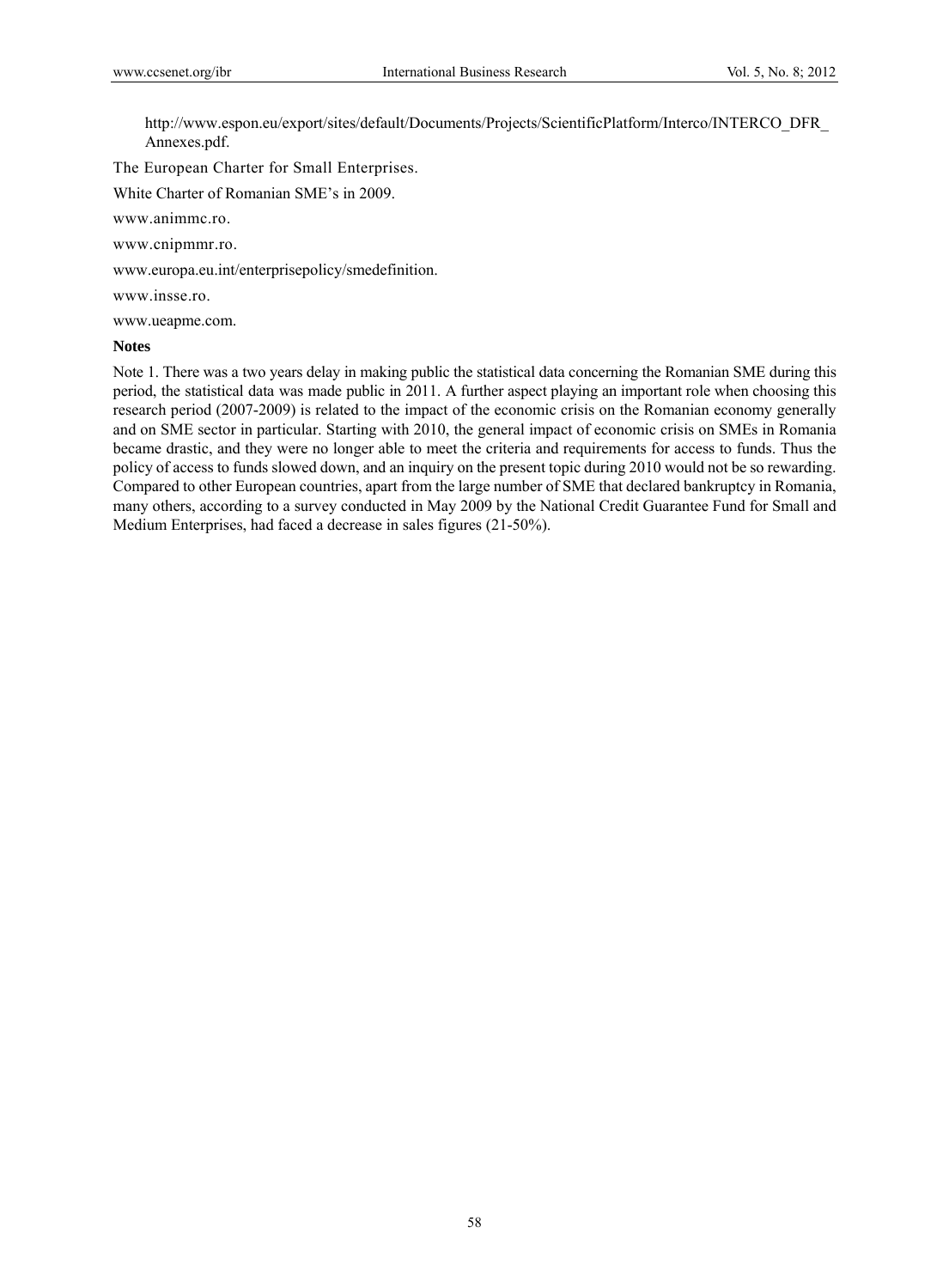http://www.espon.eu/export/sites/default/Documents/Projects/ScientificPlatform/Interco/INTERCO_DFR_Annexes.pdf.

The European Charter for Small Enterprises.

White Charter of Romanian SME's in 2009.

www.animmc.ro.

www.cnipmmr.ro.

www.europa.eu.int/enterprisepolicy/smedefinition.

www.insse.ro.

www.ueapme.com.

**Notes**

Note 1. There was a two years delay in making public the statistical data concerning the Romanian SME during this period, the statistical data was made public in 2011. A further aspect playing an important role when choosing this research period (2007-2009) is related to the impact of the economic crisis on the Romanian economy generally and on SME sector in particular. Starting with 2010, the general impact of economic crisis on SMEs in Romania became drastic, and they were no longer able to meet the criteria and requirements for access to funds. Thus the policy of access to funds slowed down, and an inquiry on the present topic during 2010 would not be so rewarding. Compared to other European countries, apart from the large number of SME that declared bankruptcy in Romania, many others, according to a survey conducted in May 2009 by the National Credit Guarantee Fund for Small and Medium Enterprises, had faced a decrease in sales figures (21-50%).